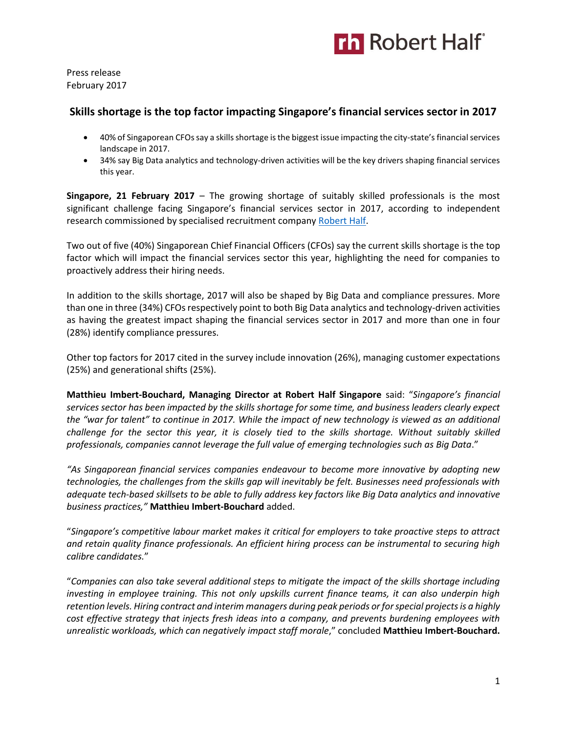Press release
February 2017

## Skills shortage is the top factor impacting Singapore's financial services sector in 2017

- 40% of Singaporean CFOs say a skills shortage is the biggest issue impacting the city-state's financial services landscape in 2017.
- 34% say Big Data analytics and technology-driven activities will be the key drivers shaping financial services this year.

**Singapore, 21 February 2017** – The growing shortage of suitably skilled professionals is the most significant challenge facing Singapore's financial services sector in 2017, according to independent research commissioned by specialised recruitment company Robert Half.

Two out of five (40%) Singaporean Chief Financial Officers (CFOs) say the current skills shortage is the top factor which will impact the financial services sector this year, highlighting the need for companies to proactively address their hiring needs.

In addition to the skills shortage, 2017 will also be shaped by Big Data and compliance pressures. More than one in three (34%) CFOs respectively point to both Big Data analytics and technology-driven activities as having the greatest impact shaping the financial services sector in 2017 and more than one in four (28%) identify compliance pressures.

Other top factors for 2017 cited in the survey include innovation (26%), managing customer expectations (25%) and generational shifts (25%).

**Matthieu Imbert-Bouchard, Managing Director at Robert Half Singapore** said: "*Singapore's financial services sector has been impacted by the skills shortage for some time, and business leaders clearly expect the "war for talent" to continue in 2017. While the impact of new technology is viewed as an additional challenge for the sector this year, it is closely tied to the skills shortage. Without suitably skilled professionals, companies cannot leverage the full value of emerging technologies such as Big Data*."

*"As Singaporean financial services companies endeavour to become more innovative by adopting new technologies, the challenges from the skills gap will inevitably be felt. Businesses need professionals with adequate tech-based skillsets to be able to fully address key factors like Big Data analytics and innovative business practices,"* **Matthieu Imbert-Bouchard** added.

"*Singapore's competitive labour market makes it critical for employers to take proactive steps to attract and retain quality finance professionals. An efficient hiring process can be instrumental to securing high calibre candidates.*"

"*Companies can also take several additional steps to mitigate the impact of the skills shortage including investing in employee training. This not only upskills current finance teams, it can also underpin high retention levels. Hiring contract and interim managers during peak periods or for special projects is a highly cost effective strategy that injects fresh ideas into a company, and prevents burdening employees with unrealistic workloads, which can negatively impact staff morale*," concluded **Matthieu Imbert-Bouchard.**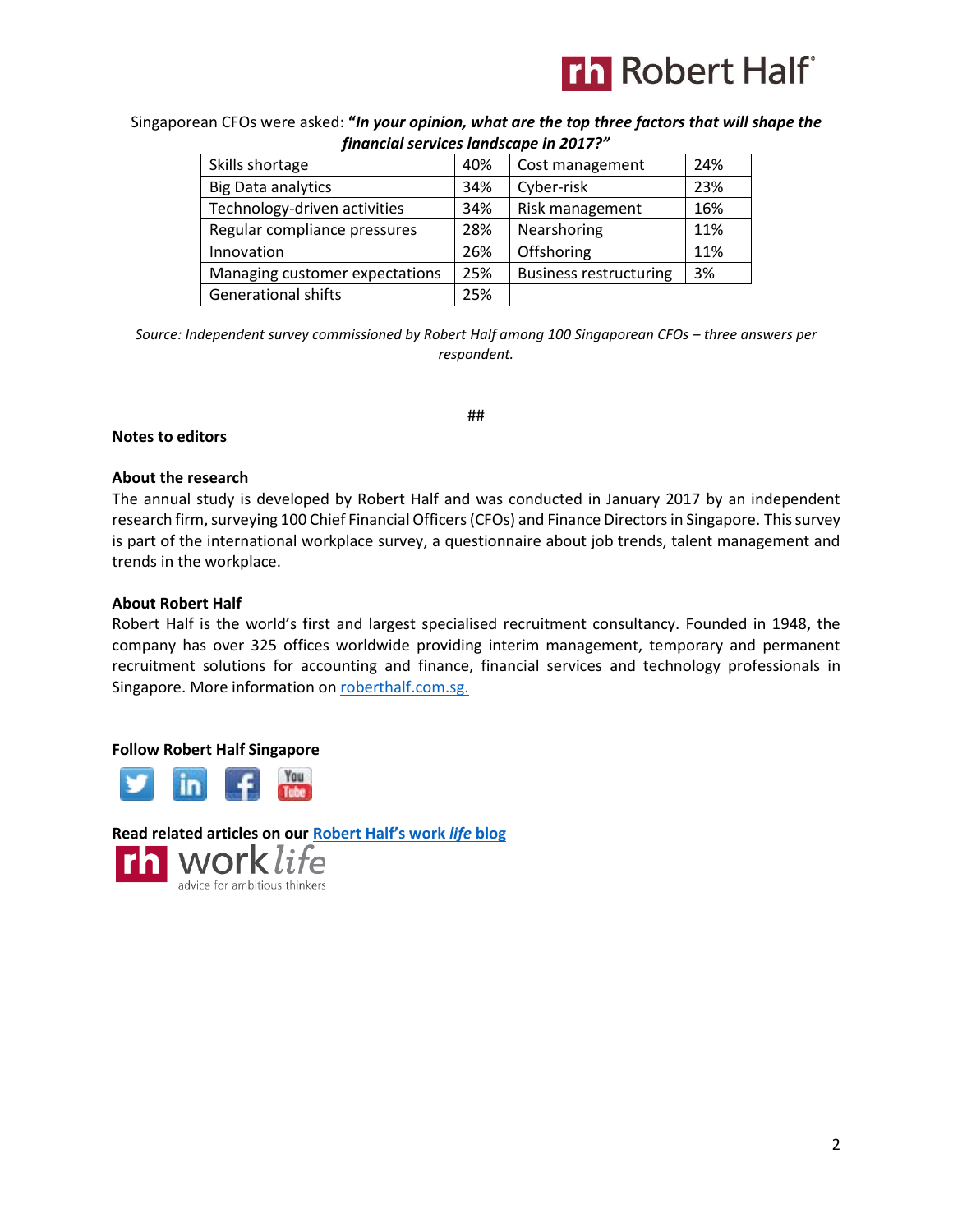Singaporean CFOs were asked: **"*In your opinion, what are the top three factors that will shape the financial services landscape in 2017?*"**

| Factor | % | Factor | % |
|---|---|---|---|
| Skills shortage | 40% | Cost management | 24% |
| Big Data analytics | 34% | Cyber-risk | 23% |
| Technology-driven activities | 34% | Risk management | 16% |
| Regular compliance pressures | 28% | Nearshoring | 11% |
| Innovation | 26% | Offshoring | 11% |
| Managing customer expectations | 25% | Business restructuring | 3% |
| Generational shifts | 25% | | |

*Source: Independent survey commissioned by Robert Half among 100 Singaporean CFOs – three answers per respondent.*

##

**Notes to editors**

**About the research**

The annual study is developed by Robert Half and was conducted in January 2017 by an independent research firm, surveying 100 Chief Financial Officers (CFOs) and Finance Directors in Singapore. This survey is part of the international workplace survey, a questionnaire about job trends, talent management and trends in the workplace.

**About Robert Half**

Robert Half is the world's first and largest specialised recruitment consultancy. Founded in 1948, the company has over 325 offices worldwide providing interim management, temporary and permanent recruitment solutions for accounting and finance, financial services and technology professionals in Singapore. More information on roberthalf.com.sg.

**Follow Robert Half Singapore**

**Read related articles on our Robert Half's work *life* blog**

rh work *life*

advice for ambitious thinkers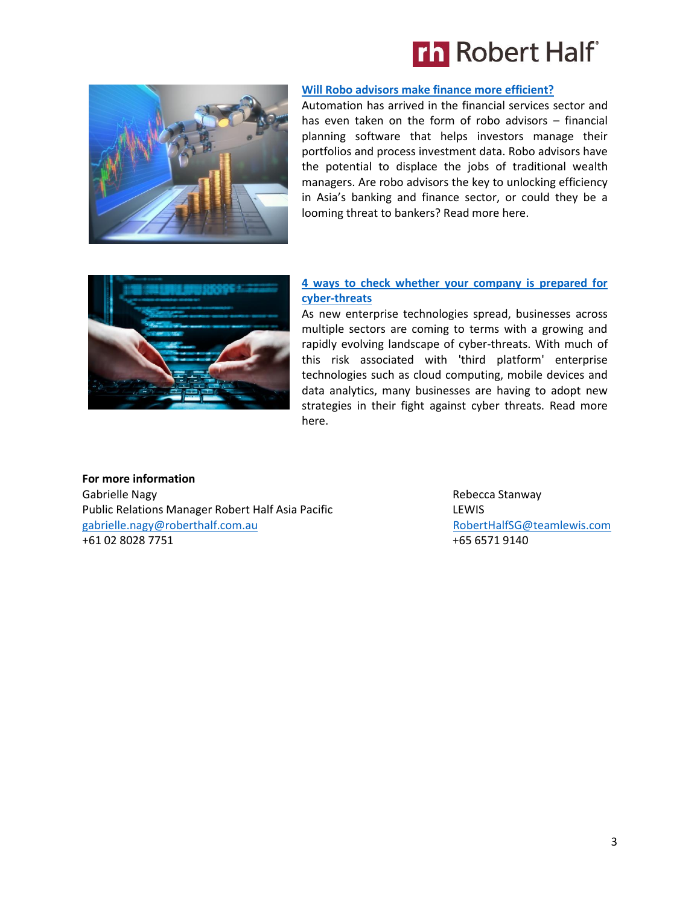**[Will Robo advisors make finance more efficient?]()**

Automation has arrived in the financial services sector and has even taken on the form of robo advisors – financial planning software that helps investors manage their portfolios and process investment data. Robo advisors have the potential to displace the jobs of traditional wealth managers. Are robo advisors the key to unlocking efficiency in Asia's banking and finance sector, or could they be a looming threat to bankers? Read more here.

**[4 ways to check whether your company is prepared for cyber-threats]()**

As new enterprise technologies spread, businesses across multiple sectors are coming to terms with a growing and rapidly evolving landscape of cyber-threats. With much of this risk associated with 'third platform' enterprise technologies such as cloud computing, mobile devices and data analytics, many businesses are having to adopt new strategies in their fight against cyber threats. Read more here.

**For more information**

Gabrielle Nagy
Public Relations Manager Robert Half Asia Pacific
gabrielle.nagy@roberthalf.com.au
+61 02 8028 7751

Rebecca Stanway
LEWIS
RobertHalfSG@teamlewis.com
+65 6571 9140